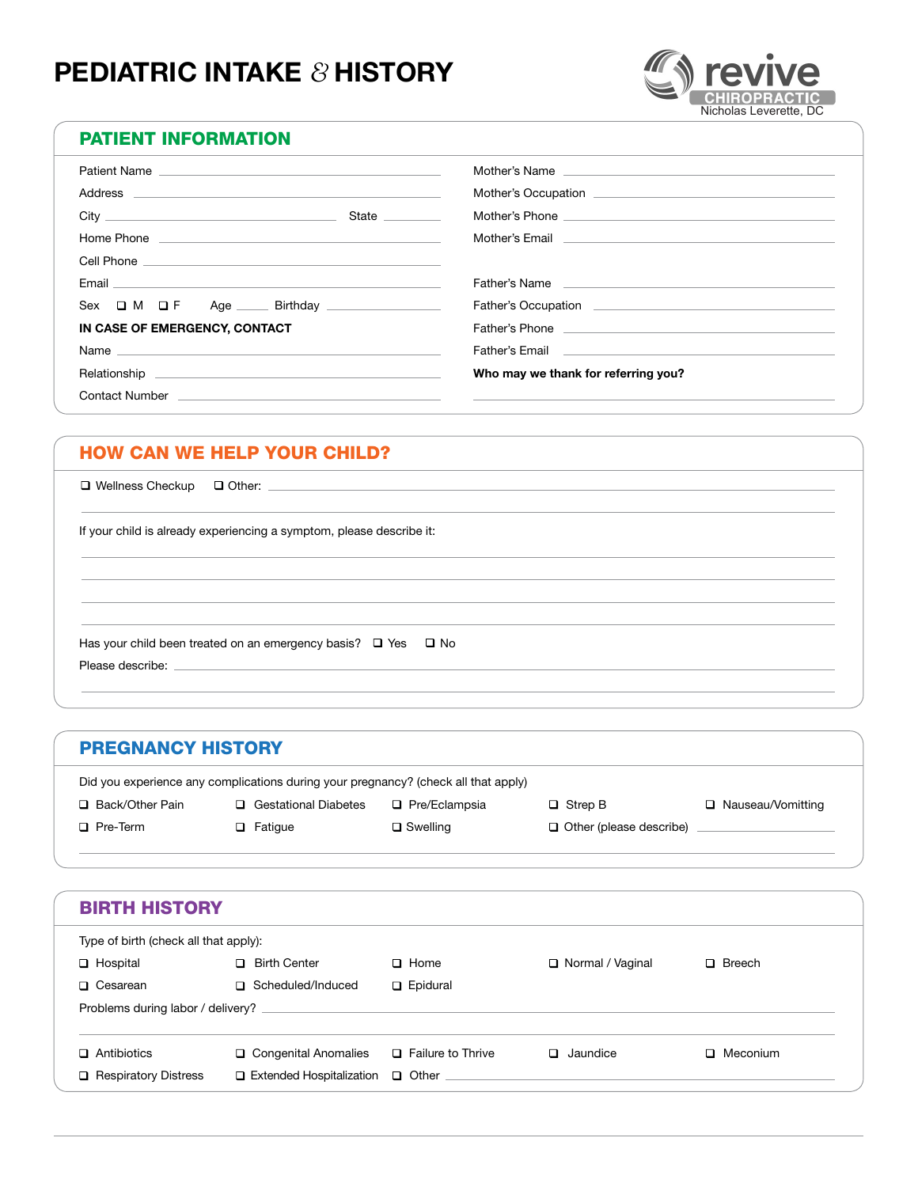# PEDIATRIC INTAKE & HISTORY

revive CHIROPRACTIC
Nicholas Leverette, DC

## PATIENT INFORMATION

Patient Name ____________________

Address ____________________

City ____________________ State ________

Home Phone ____________________

Cell Phone ____________________

Email ____________________

Sex ☐ M ☐ F Age _____ Birthday ____________

**IN CASE OF EMERGENCY, CONTACT**

Name ____________________

Relationship ____________________

Contact Number ____________________

Mother's Name ____________________

Mother's Occupation ____________________

Mother's Phone ____________________

Mother's Email ____________________

Father's Name ____________________

Father's Occupation ____________________

Father's Phone ____________________

Father's Email ____________________

**Who may we thank for referring you?**

____________________

## HOW CAN WE HELP YOUR CHILD?

☐ Wellness Checkup ☐ Other: ____________________

If your child is already experiencing a symptom, please describe it:

____________________

Has your child been treated on an emergency basis? ☐ Yes ☐ No

Please describe: ____________________

## PREGNANCY HISTORY

Did you experience any complications during your pregnancy? (check all that apply)

☐ Back/Other Pain ☐ Gestational Diabetes ☐ Pre/Eclampsia ☐ Strep B ☐ Nauseau/Vomitting

☐ Pre-Term ☐ Fatigue ☐ Swelling ☐ Other (please describe) ____________________

## BIRTH HISTORY

Type of birth (check all that apply):

☐ Hospital ☐ Birth Center ☐ Home ☐ Normal / Vaginal ☐ Breech

☐ Cesarean ☐ Scheduled/Induced ☐ Epidural

Problems during labor / delivery? ____________________

☐ Antibiotics ☐ Congenital Anomalies ☐ Failure to Thrive ☐ Jaundice ☐ Meconium

☐ Respiratory Distress ☐ Extended Hospitalization ☐ Other ____________________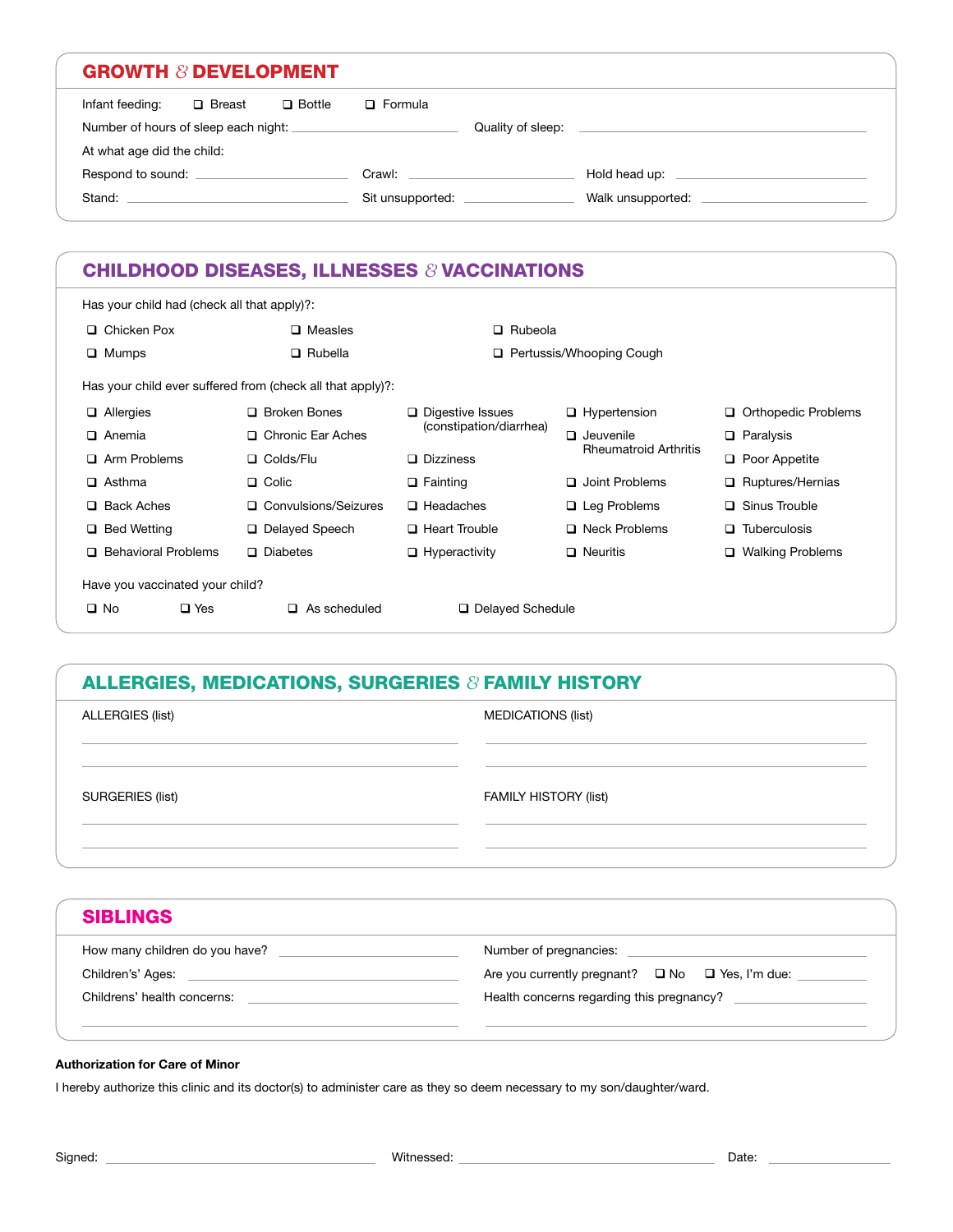## GROWTH & DEVELOPMENT

Infant feeding: ☐ Breast ☐ Bottle ☐ Formula

Number of hours of sleep each night: ______________ Quality of sleep: ______________

At what age did the child:

Respond to sound: ______________ Crawl: ______________ Hold head up: ______________

Stand: ______________ Sit unsupported: ______________ Walk unsupported: ______________

## CHILDHOOD DISEASES, ILLNESSES & VACCINATIONS

Has your child had (check all that apply)?:

- ☐ Chicken Pox
- ☐ Measles
- ☐ Rubeola
- ☐ Mumps
- ☐ Rubella
- ☐ Pertussis/Whooping Cough

Has your child ever suffered from (check all that apply)?:

- ☐ Allergies
- ☐ Anemia
- ☐ Arm Problems
- ☐ Asthma
- ☐ Back Aches
- ☐ Bed Wetting
- ☐ Behavioral Problems
- ☐ Broken Bones
- ☐ Chronic Ear Aches
- ☐ Colds/Flu
- ☐ Colic
- ☐ Convulsions/Seizures
- ☐ Delayed Speech
- ☐ Diabetes
- ☐ Digestive Issues (constipation/diarrhea)
- ☐ Dizziness
- ☐ Fainting
- ☐ Headaches
- ☐ Heart Trouble
- ☐ Hyperactivity
- ☐ Hypertension
- ☐ Jeuvenile Rheumatroid Arthritis
- ☐ Joint Problems
- ☐ Leg Problems
- ☐ Neck Problems
- ☐ Neuritis
- ☐ Orthopedic Problems
- ☐ Paralysis
- ☐ Poor Appetite
- ☐ Ruptures/Hernias
- ☐ Sinus Trouble
- ☐ Tuberculosis
- ☐ Walking Problems

Have you vaccinated your child?

☐ No ☐ Yes ☐ As scheduled ☐ Delayed Schedule

## ALLERGIES, MEDICATIONS, SURGERIES & FAMILY HISTORY

ALLERGIES (list) ______________

MEDICATIONS (list) ______________

SURGERIES (list) ______________

FAMILY HISTORY (list) ______________

## SIBLINGS

How many children do you have? ______________

Children's Ages: ______________

Childrens' health concerns: ______________

Number of pregnancies: ______________

Are you currently pregnant? ☐ No ☐ Yes, I'm due: ______________

Health concerns regarding this pregnancy? ______________

**Authorization for Care of Minor**

I hereby authorize this clinic and its doctor(s) to administer care as they so deem necessary to my son/daughter/ward.

Signed: ______________ Witnessed: ______________ Date: ______________